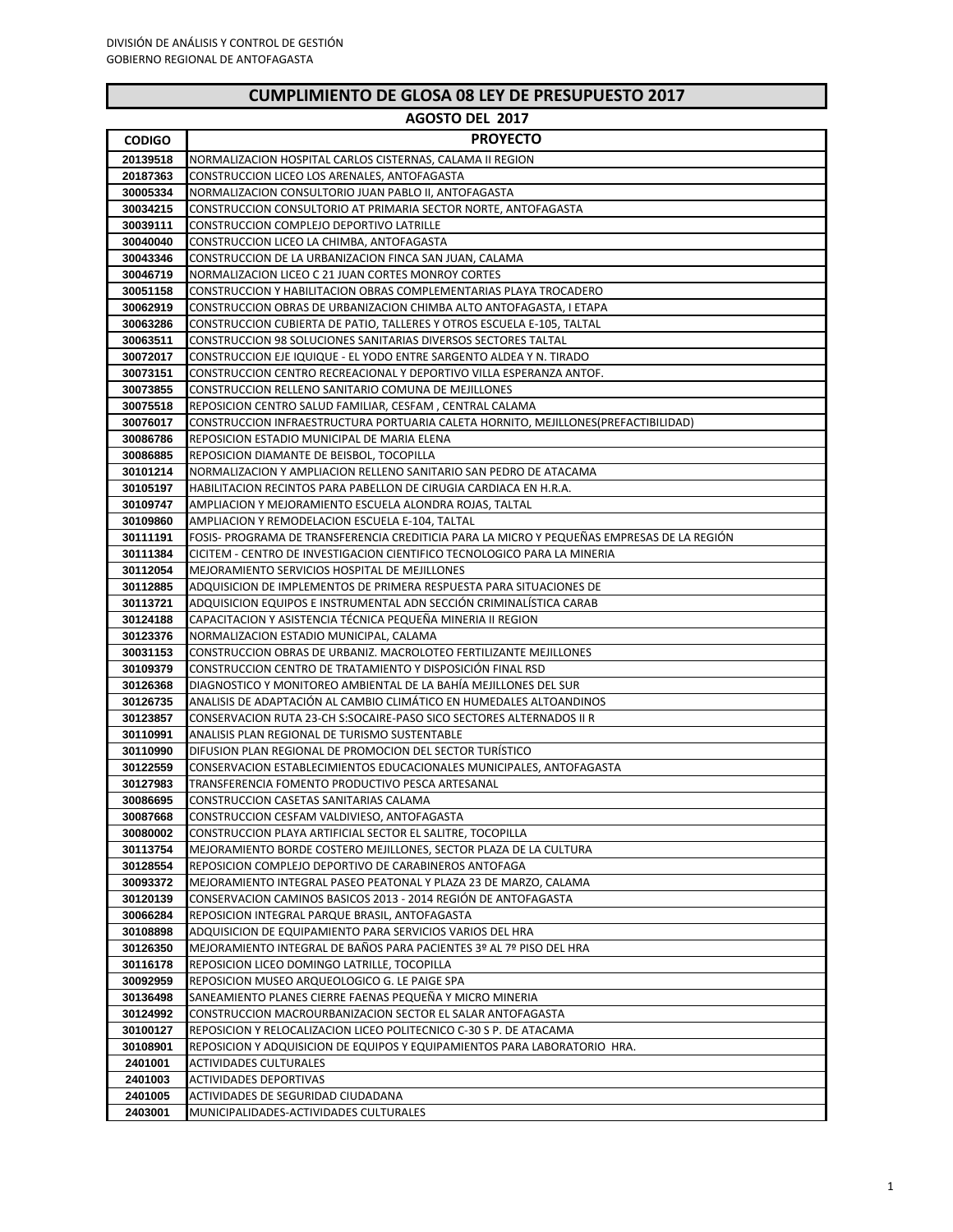DIVISIÓN DE ANÁLISIS Y CONTROL DE GESTIÓN
GOBIERNO REGIONAL DE ANTOFAGASTA

## CUMPLIMIENTO DE GLOSA 08 LEY DE PRESUPUESTO 2017

### AGOSTO DEL 2017

| CODIGO | PROYECTO |
|---|---|
| 20139518 | NORMALIZACION HOSPITAL CARLOS CISTERNAS, CALAMA II REGION |
| 20187363 | CONSTRUCCION LICEO LOS ARENALES, ANTOFAGASTA |
| 30005334 | NORMALIZACION CONSULTORIO JUAN PABLO II, ANTOFAGASTA |
| 30034215 | CONSTRUCCION CONSULTORIO AT PRIMARIA SECTOR NORTE, ANTOFAGASTA |
| 30039111 | CONSTRUCCION COMPLEJO DEPORTIVO LATRILLE |
| 30040040 | CONSTRUCCION LICEO LA CHIMBA, ANTOFAGASTA |
| 30043346 | CONSTRUCCION DE LA URBANIZACION FINCA SAN JUAN, CALAMA |
| 30046719 | NORMALIZACION LICEO C 21 JUAN CORTES MONROY CORTES |
| 30051158 | CONSTRUCCION Y HABILITACION OBRAS COMPLEMENTARIAS PLAYA TROCADERO |
| 30062919 | CONSTRUCCION OBRAS DE URBANIZACION CHIMBA ALTO ANTOFAGASTA, I ETAPA |
| 30063286 | CONSTRUCCION CUBIERTA DE PATIO, TALLERES Y OTROS ESCUELA E-105, TALTAL |
| 30063511 | CONSTRUCCION 98 SOLUCIONES SANITARIAS DIVERSOS SECTORES TALTAL |
| 30072017 | CONSTRUCCION EJE IQUIQUE - EL YODO ENTRE SARGENTO ALDEA Y N. TIRADO |
| 30073151 | CONSTRUCCION CENTRO RECREACIONAL Y DEPORTIVO VILLA ESPERANZA ANTOF. |
| 30073855 | CONSTRUCCION RELLENO SANITARIO COMUNA DE MEJILLONES |
| 30075518 | REPOSICION CENTRO SALUD FAMILIAR, CESFAM , CENTRAL CALAMA |
| 30076017 | CONSTRUCCION INFRAESTRUCTURA PORTUARIA CALETA HORNITO, MEJILLONES(PREFACTIBILIDAD) |
| 30086786 | REPOSICION ESTADIO MUNICIPAL DE MARIA ELENA |
| 30086885 | REPOSICION DIAMANTE DE BEISBOL, TOCOPILLA |
| 30101214 | NORMALIZACION Y AMPLIACION RELLENO SANITARIO SAN PEDRO DE ATACAMA |
| 30105197 | HABILITACION RECINTOS PARA PABELLON DE CIRUGIA CARDIACA EN H.R.A. |
| 30109747 | AMPLIACION Y MEJORAMIENTO ESCUELA ALONDRA ROJAS, TALTAL |
| 30109860 | AMPLIACION Y REMODELACION ESCUELA E-104, TALTAL |
| 30111191 | FOSIS- PROGRAMA DE TRANSFERENCIA CREDITICIA PARA LA MICRO Y PEQUEÑAS EMPRESAS DE LA REGIÓN |
| 30111384 | CICITEM - CENTRO DE INVESTIGACION CIENTIFICO TECNOLOGICO PARA LA MINERIA |
| 30112054 | MEJORAMIENTO SERVICIOS HOSPITAL DE MEJILLONES |
| 30112885 | ADQUISICION DE IMPLEMENTOS DE PRIMERA RESPUESTA PARA SITUACIONES DE |
| 30113721 | ADQUISICION EQUIPOS E INSTRUMENTAL ADN SECCIÓN CRIMINALÍSTICA CARAB |
| 30124188 | CAPACITACION Y ASISTENCIA TÉCNICA PEQUEÑA MINERIA II REGION |
| 30123376 | NORMALIZACION ESTADIO MUNICIPAL, CALAMA |
| 30031153 | CONSTRUCCION OBRAS DE URBANIZ. MACROLOTEO FERTILIZANTE MEJILLONES |
| 30109379 | CONSTRUCCION CENTRO DE TRATAMIENTO Y DISPOSICIÓN FINAL RSD |
| 30126368 | DIAGNOSTICO Y MONITOREO AMBIENTAL DE LA BAHÍA MEJILLONES DEL SUR |
| 30126735 | ANALISIS DE ADAPTACIÓN AL CAMBIO CLIMÁTICO EN HUMEDALES ALTOANDINOS |
| 30123857 | CONSERVACION RUTA 23-CH S:SOCAIRE-PASO SICO SECTORES ALTERNADOS II R |
| 30110991 | ANALISIS PLAN REGIONAL DE TURISMO SUSTENTABLE |
| 30110990 | DIFUSION PLAN REGIONAL DE PROMOCION DEL SECTOR TURÍSTICO |
| 30122559 | CONSERVACION ESTABLECIMIENTOS EDUCACIONALES MUNICIPALES, ANTOFAGASTA |
| 30127983 | TRANSFERENCIA FOMENTO PRODUCTIVO PESCA ARTESANAL |
| 30086695 | CONSTRUCCION CASETAS SANITARIAS CALAMA |
| 30087668 | CONSTRUCCION CESFAM VALDIVIESO, ANTOFAGASTA |
| 30080002 | CONSTRUCCION PLAYA ARTIFICIAL SECTOR EL SALITRE, TOCOPILLA |
| 30113754 | MEJORAMIENTO BORDE COSTERO MEJILLONES, SECTOR PLAZA DE LA CULTURA |
| 30128554 | REPOSICION COMPLEJO DEPORTIVO DE CARABINEROS ANTOFAGA |
| 30093372 | MEJORAMIENTO INTEGRAL PASEO PEATONAL Y PLAZA 23 DE MARZO, CALAMA |
| 30120139 | CONSERVACION CAMINOS BASICOS 2013 - 2014 REGIÓN DE ANTOFAGASTA |
| 30066284 | REPOSICION INTEGRAL PARQUE BRASIL, ANTOFAGASTA |
| 30108898 | ADQUISICION DE EQUIPAMIENTO PARA SERVICIOS VARIOS DEL HRA |
| 30126350 | MEJORAMIENTO INTEGRAL DE BAÑOS PARA PACIENTES 3º AL 7º PISO DEL HRA |
| 30116178 | REPOSICION LICEO DOMINGO LATRILLE, TOCOPILLA |
| 30092959 | REPOSICION MUSEO ARQUEOLOGICO G. LE PAIGE SPA |
| 30136498 | SANEAMIENTO PLANES CIERRE FAENAS PEQUEÑA Y MICRO MINERIA |
| 30124992 | CONSTRUCCION MACROURBANIZACION SECTOR EL SALAR ANTOFAGASTA |
| 30100127 | REPOSICION Y RELOCALIZACION LICEO POLITECNICO C-30 S P. DE ATACAMA |
| 30108901 | REPOSICION Y ADQUISICION DE EQUIPOS Y EQUIPAMIENTOS PARA LABORATORIO HRA. |
| 2401001 | ACTIVIDADES CULTURALES |
| 2401003 | ACTIVIDADES DEPORTIVAS |
| 2401005 | ACTIVIDADES DE SEGURIDAD CIUDADANA |
| 2403001 | MUNICIPALIDADES-ACTIVIDADES CULTURALES |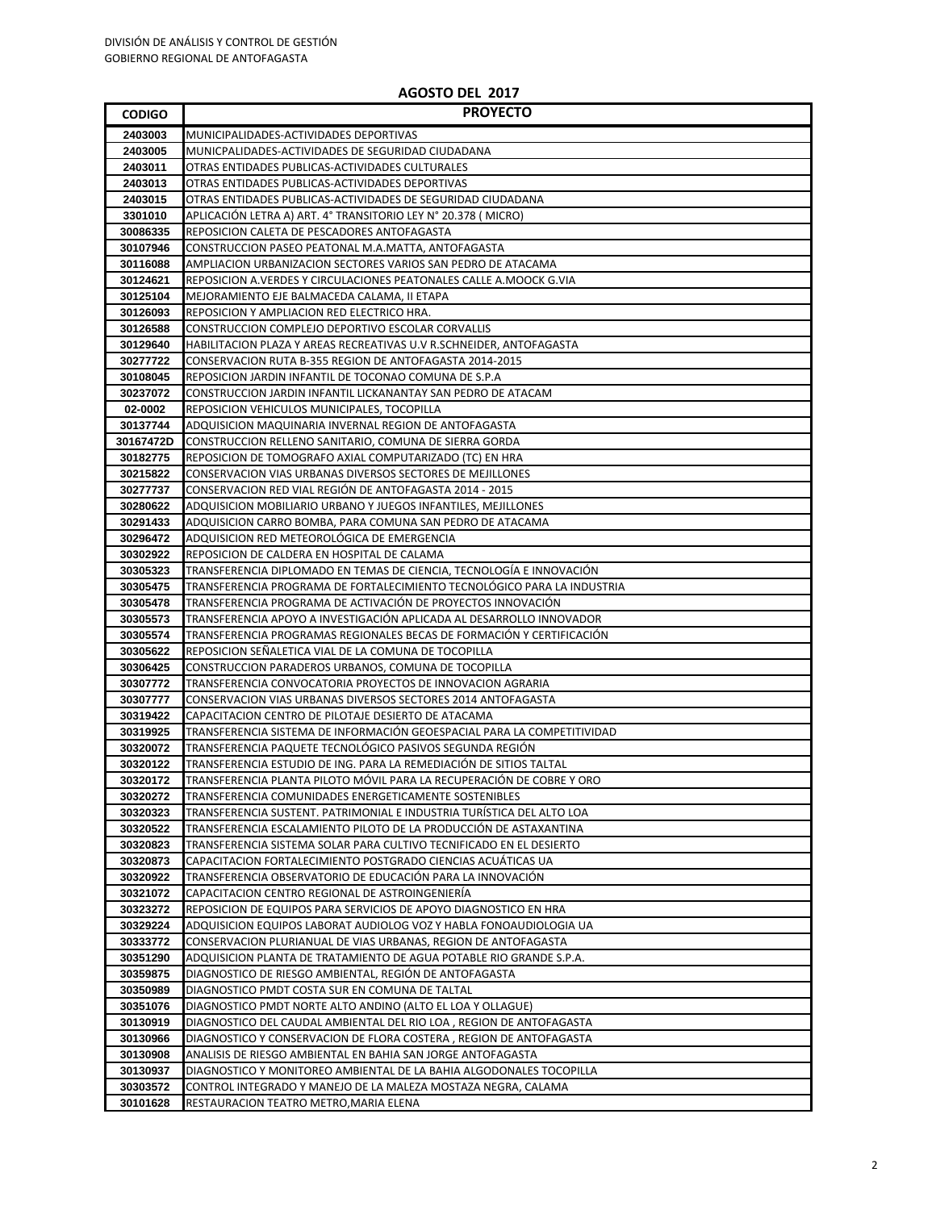DIVISIÓN DE ANÁLISIS Y CONTROL DE GESTIÓN
GOBIERNO REGIONAL DE ANTOFAGASTA

## AGOSTO DEL 2017

| CODIGO | PROYECTO |
|---|---|
| 2403003 | MUNICIPALIDADES-ACTIVIDADES DEPORTIVAS |
| 2403005 | MUNICPALIDADES-ACTIVIDADES DE SEGURIDAD CIUDADANA |
| 2403011 | OTRAS ENTIDADES PUBLICAS-ACTIVIDADES CULTURALES |
| 2403013 | OTRAS ENTIDADES PUBLICAS-ACTIVIDADES DEPORTIVAS |
| 2403015 | OTRAS ENTIDADES PUBLICAS-ACTIVIDADES DE SEGURIDAD CIUDADANA |
| 3301010 | APLICACIÓN LETRA A) ART. 4° TRANSITORIO LEY N° 20.378 ( MICRO) |
| 30086335 | REPOSICION CALETA DE PESCADORES ANTOFAGASTA |
| 30107946 | CONSTRUCCION PASEO PEATONAL M.A.MATTA, ANTOFAGASTA |
| 30116088 | AMPLIACION URBANIZACION SECTORES VARIOS SAN PEDRO DE ATACAMA |
| 30124621 | REPOSICION A.VERDES Y CIRCULACIONES PEATONALES CALLE A.MOOCK G.VIA |
| 30125104 | MEJORAMIENTO EJE BALMACEDA CALAMA, II ETAPA |
| 30126093 | REPOSICION Y AMPLIACION RED ELECTRICO HRA. |
| 30126588 | CONSTRUCCION COMPLEJO DEPORTIVO ESCOLAR CORVALLIS |
| 30129640 | HABILITACION PLAZA Y AREAS RECREATIVAS U.V R.SCHNEIDER, ANTOFAGASTA |
| 30277722 | CONSERVACION RUTA B-355 REGION DE ANTOFAGASTA 2014-2015 |
| 30108045 | REPOSICION JARDIN INFANTIL DE TOCONAO COMUNA DE S.P.A |
| 30237072 | CONSTRUCCION JARDIN INFANTIL LICKANANTAY SAN PEDRO DE ATACAM |
| 02-0002 | REPOSICION VEHICULOS MUNICIPALES, TOCOPILLA |
| 30137744 | ADQUISICION MAQUINARIA INVERNAL REGION DE ANTOFAGASTA |
| 30167472D | CONSTRUCCION RELLENO SANITARIO, COMUNA DE SIERRA GORDA |
| 30182775 | REPOSICION DE TOMOGRAFO AXIAL COMPUTARIZADO (TC) EN HRA |
| 30215822 | CONSERVACION VIAS URBANAS DIVERSOS SECTORES DE MEJILLONES |
| 30277737 | CONSERVACION RED VIAL REGIÓN DE ANTOFAGASTA 2014 - 2015 |
| 30280622 | ADQUISICION MOBILIARIO URBANO Y JUEGOS INFANTILES, MEJILLONES |
| 30291433 | ADQUISICION CARRO BOMBA, PARA COMUNA SAN PEDRO DE ATACAMA |
| 30296472 | ADQUISICION RED METEOROLÓGICA DE EMERGENCIA |
| 30302922 | REPOSICION DE CALDERA EN HOSPITAL DE CALAMA |
| 30305323 | TRANSFERENCIA DIPLOMADO EN TEMAS DE CIENCIA, TECNOLOGÍA E INNOVACIÓN |
| 30305475 | TRANSFERENCIA PROGRAMA DE FORTALECIMIENTO TECNOLÓGICO PARA LA INDUSTRIA |
| 30305478 | TRANSFERENCIA PROGRAMA DE ACTIVACIÓN DE PROYECTOS INNOVACIÓN |
| 30305573 | TRANSFERENCIA APOYO A INVESTIGACIÓN APLICADA AL DESARROLLO INNOVADOR |
| 30305574 | TRANSFERENCIA PROGRAMAS REGIONALES BECAS DE FORMACIÓN Y CERTIFICACIÓN |
| 30305622 | REPOSICION SEÑALETICA VIAL DE LA COMUNA DE TOCOPILLA |
| 30306425 | CONSTRUCCION PARADEROS URBANOS, COMUNA DE TOCOPILLA |
| 30307772 | TRANSFERENCIA CONVOCATORIA PROYECTOS DE INNOVACION AGRARIA |
| 30307777 | CONSERVACION VIAS URBANAS DIVERSOS SECTORES 2014 ANTOFAGASTA |
| 30319422 | CAPACITACION CENTRO DE PILOTAJE DESIERTO DE ATACAMA |
| 30319925 | TRANSFERENCIA SISTEMA DE INFORMACIÓN GEOESPACIAL PARA LA COMPETITIVIDAD |
| 30320072 | TRANSFERENCIA PAQUETE TECNOLÓGICO PASIVOS SEGUNDA REGIÓN |
| 30320122 | TRANSFERENCIA ESTUDIO DE ING. PARA LA REMEDIACIÓN DE SITIOS TALTAL |
| 30320172 | TRANSFERENCIA PLANTA PILOTO MÓVIL PARA LA RECUPERACIÓN DE COBRE Y ORO |
| 30320272 | TRANSFERENCIA COMUNIDADES ENERGETICAMENTE SOSTENIBLES |
| 30320323 | TRANSFERENCIA SUSTENT. PATRIMONIAL E INDUSTRIA TURÍSTICA DEL ALTO LOA |
| 30320522 | TRANSFERENCIA ESCALAMIENTO PILOTO DE LA PRODUCCIÓN DE ASTAXANTINA |
| 30320823 | TRANSFERENCIA SISTEMA SOLAR PARA CULTIVO TECNIFICADO EN EL DESIERTO |
| 30320873 | CAPACITACION FORTALECIMIENTO POSTGRADO CIENCIAS ACUÁTICAS UA |
| 30320922 | TRANSFERENCIA OBSERVATORIO DE EDUCACIÓN PARA LA INNOVACIÓN |
| 30321072 | CAPACITACION CENTRO REGIONAL DE ASTROINGENIERÍA |
| 30323272 | REPOSICION DE EQUIPOS PARA SERVICIOS DE APOYO DIAGNOSTICO EN HRA |
| 30329224 | ADQUISICION EQUIPOS LABORAT AUDIOLOG VOZ Y HABLA FONOAUDIOLOGIA UA |
| 30333772 | CONSERVACION PLURIANUAL DE VIAS URBANAS, REGION DE ANTOFAGASTA |
| 30351290 | ADQUISICION PLANTA DE TRATAMIENTO DE AGUA POTABLE RIO GRANDE S.P.A. |
| 30359875 | DIAGNOSTICO DE RIESGO AMBIENTAL, REGIÓN DE ANTOFAGASTA |
| 30350989 | DIAGNOSTICO PMDT COSTA SUR EN COMUNA DE TALTAL |
| 30351076 | DIAGNOSTICO PMDT NORTE ALTO ANDINO (ALTO EL LOA Y OLLAGUE) |
| 30130919 | DIAGNOSTICO DEL CAUDAL AMBIENTAL DEL RIO LOA , REGION DE ANTOFAGASTA |
| 30130966 | DIAGNOSTICO Y CONSERVACION DE FLORA COSTERA , REGION DE ANTOFAGASTA |
| 30130908 | ANALISIS DE RIESGO AMBIENTAL EN BAHIA SAN JORGE ANTOFAGASTA |
| 30130937 | DIAGNOSTICO Y MONITOREO AMBIENTAL DE LA BAHIA ALGODONALES TOCOPILLA |
| 30303572 | CONTROL INTEGRADO Y MANEJO DE LA MALEZA MOSTAZA NEGRA, CALAMA |
| 30101628 | RESTAURACION TEATRO METRO,MARIA ELENA |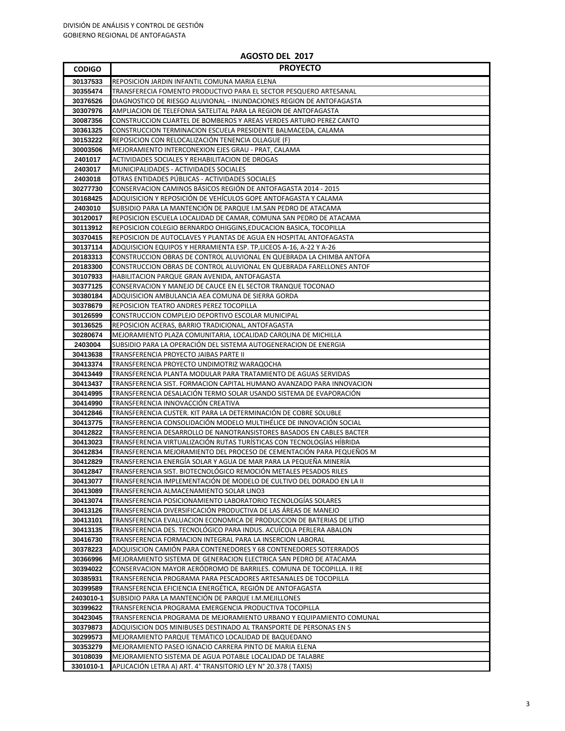DIVISIÓN DE ANÁLISIS Y CONTROL DE GESTIÓN
GOBIERNO REGIONAL DE ANTOFAGASTA

## AGOSTO DEL 2017

| CODIGO | PROYECTO |
|---|---|
| 30137533 | REPOSICION JARDIN INFANTIL COMUNA MARIA ELENA |
| 30355474 | TRANSFERECIA FOMENTO PRODUCTIVO PARA EL SECTOR PESQUERO ARTESANAL |
| 30376526 | DIAGNOSTICO DE RIESGO ALUVIONAL - INUNDACIONES REGION DE ANTOFAGASTA |
| 30307976 | AMPLIACION DE TELEFONIA SATELITAL PARA LA REGION DE ANTOFAGASTA |
| 30087356 | CONSTRUCCION CUARTEL DE BOMBEROS Y AREAS VERDES ARTURO PEREZ CANTO |
| 30361325 | CONSTRUCCION TERMINACION ESCUELA PRESIDENTE BALMACEDA, CALAMA |
| 30153222 | REPOSICION CON RELOCALIZACIÓN TENENCIA OLLAGUE (F) |
| 30003506 | MEJORAMIENTO INTERCONEXION EJES GRAU - PRAT, CALAMA |
| 2401017 | ACTIVIDADES SOCIALES Y REHABILITACION DE DROGAS |
| 2403017 | MUNICIPALIDADES - ACTIVIDADES SOCIALES |
| 2403018 | OTRAS ENTIDADES PÚBLICAS - ACTIVIDADES SOCIALES |
| 30277730 | CONSERVACION CAMINOS BÁSICOS REGIÓN DE ANTOFAGASTA 2014 - 2015 |
| 30168425 | ADQUISICION Y REPOSICIÓN DE VEHÍCULOS GOPE ANTOFAGASTA Y CALAMA |
| 2403010 | SUBSIDIO PARA LA MANTENCIÓN DE PARQUE I.M.SAN PEDRO DE ATACAMA |
| 30120017 | REPOSICION ESCUELA LOCALIDAD DE CAMAR, COMUNA SAN PEDRO DE ATACAMA |
| 30113912 | REPOSICION COLEGIO BERNARDO OHIGGINS,EDUCACION BASICA, TOCOPILLA |
| 30370415 | REPOSICION DE AUTOCLAVES Y PLANTAS DE AGUA EN HOSPITAL ANTOFAGASTA |
| 30137114 | ADQUISICION EQUIPOS Y HERRAMIENTA ESP. TP,LICEOS A-16, A-22 Y A-26 |
| 20183313 | CONSTRUCCION OBRAS DE CONTROL ALUVIONAL EN QUEBRADA LA CHIMBA ANTOFA |
| 20183300 | CONSTRUCCION OBRAS DE CONTROL ALUVIONAL EN QUEBRADA FARELLONES ANTOF |
| 30107933 | HABILITACION PARQUE GRAN AVENIDA, ANTOFAGASTA |
| 30377125 | CONSERVACION Y MANEJO DE CAUCE EN EL SECTOR TRANQUE TOCONAO |
| 30380184 | ADQUISICION AMBULANCIA AEA COMUNA DE SIERRA GORDA |
| 30378679 | REPOSICION TEATRO ANDRES PEREZ TOCOPILLA |
| 30126599 | CONSTRUCCION COMPLEJO DEPORTIVO ESCOLAR MUNICIPAL |
| 30136525 | REPOSICION ACERAS, BARRIO TRADICIONAL, ANTOFAGASTA |
| 30280674 | MEJORAMIENTO PLAZA COMUNITARIA, LOCALIDAD CAROLINA DE MICHILLA |
| 2403004 | SUBSIDIO PARA LA OPERACIÓN DEL SISTEMA AUTOGENERACION DE ENERGIA |
| 30413638 | TRANSFERENCIA PROYECTO JAIBAS PARTE II |
| 30413374 | TRANSFERENCIA PROYECTO UNDIMOTRIZ WARAQOCHA |
| 30413449 | TRANSFERENCIA PLANTA MODULAR PARA TRATAMIENTO DE AGUAS SERVIDAS |
| 30413437 | TRANSFERENCIA SIST. FORMACION CAPITAL HUMANO AVANZADO PARA INNOVACION |
| 30414995 | TRANSFERENCIA DESALACIÓN TERMO SOLAR USANDO SISTEMA DE EVAPORACIÓN |
| 30414990 | TRANSFERENCIA INNOVACCIÓN CREATIVA |
| 30412846 | TRANSFERENCIA CUSTER. KIT PARA LA DETERMINACIÓN DE COBRE SOLUBLE |
| 30413775 | TRANSFERENCIA CONSOLIDACIÓN MODELO MULTIHÉLICE DE INNOVACIÓN SOCIAL |
| 30412822 | TRANSFERENCIA DESARROLLO DE NANOTRANSISTORES BASADOS EN CABLES BACTER |
| 30413023 | TRANSFERENCIA VIRTUALIZACIÓN RUTAS TURÍSTICAS CON TECNOLOGÍAS HÍBRIDA |
| 30412834 | TRANSFERENCIA MEJORAMIENTO DEL PROCESO DE CEMENTACIÓN PARA PEQUEÑOS M |
| 30412829 | TRANSFERENCIA ENERGÍA SOLAR Y AGUA DE MAR PARA LA PEQUEÑA MINERÍA |
| 30412847 | TRANSFERENCIA SIST. BIOTECNOLÓGICO REMOCIÓN METALES PESADOS RILES |
| 30413077 | TRANSFERENCIA IMPLEMENTACIÓN DE MODELO DE CULTIVO DEL DORADO EN LA II |
| 30413089 | TRANSFERENCIA ALMACENAMIENTO SOLAR LINO3 |
| 30413074 | TRANSFERENCIA POSICIONAMIENTO LABORATORIO TECNOLOGÍAS SOLARES |
| 30413126 | TRANSFERENCIA DIVERSIFICACIÓN PRODUCTIVA DE LAS ÁREAS DE MANEJO |
| 30413101 | TRANSFERENCIA EVALUACION ECONOMICA DE PRODUCCION DE BATERIAS DE LITIO |
| 30413135 | TRANSFERENCIA DES. TECNOLÓGICO PARA INDUS. ACUÍCOLA PERLERA ABALON |
| 30416730 | TRANSFERENCIA FORMACION INTEGRAL PARA LA INSERCION LABORAL |
| 30378223 | ADQUISICION CAMIÓN PARA CONTENEDORES Y 68 CONTENEDORES SOTERRADOS |
| 30366996 | MEJORAMIENTO SISTEMA DE GENERACION ELECTRICA SAN PEDRO DE ATACAMA |
| 30394022 | CONSERVACION MAYOR AERÓDROMO DE BARRILES. COMUNA DE TOCOPILLA. II RE |
| 30385931 | TRANSFERENCIA PROGRAMA PARA PESCADORES ARTESANALES DE TOCOPILLA |
| 30399589 | TRANSFERENCIA EFICIENCIA ENERGÉTICA, REGIÓN DE ANTOFAGASTA |
| 2403010-1 | SUBSIDIO PARA LA MANTENCIÓN DE PARQUE I.M.MEJILLONES |
| 30399622 | TRANSFERENCIA PROGRAMA EMERGENCIA PRODUCTIVA TOCOPILLA |
| 30423045 | TRANSFERENCIA PROGRAMA DE MEJORAMIENTO URBANO Y EQUIPAMIENTO COMUNAL |
| 30379873 | ADQUISICION DOS MINIBUSES DESTINADO AL TRANSPORTE DE PERSONAS EN S |
| 30299573 | MEJORAMIENTO PARQUE TEMÁTICO LOCALIDAD DE BAQUEDANO |
| 30353279 | MEJORAMIENTO PASEO IGNACIO CARRERA PINTO DE MARIA ELENA |
| 30108039 | MEJORAMIENTO SISTEMA DE AGUA POTABLE LOCALIDAD DE TALABRE |
| 3301010-1 | APLICACIÓN LETRA A) ART. 4° TRANSITORIO LEY N° 20.378 ( TAXIS) |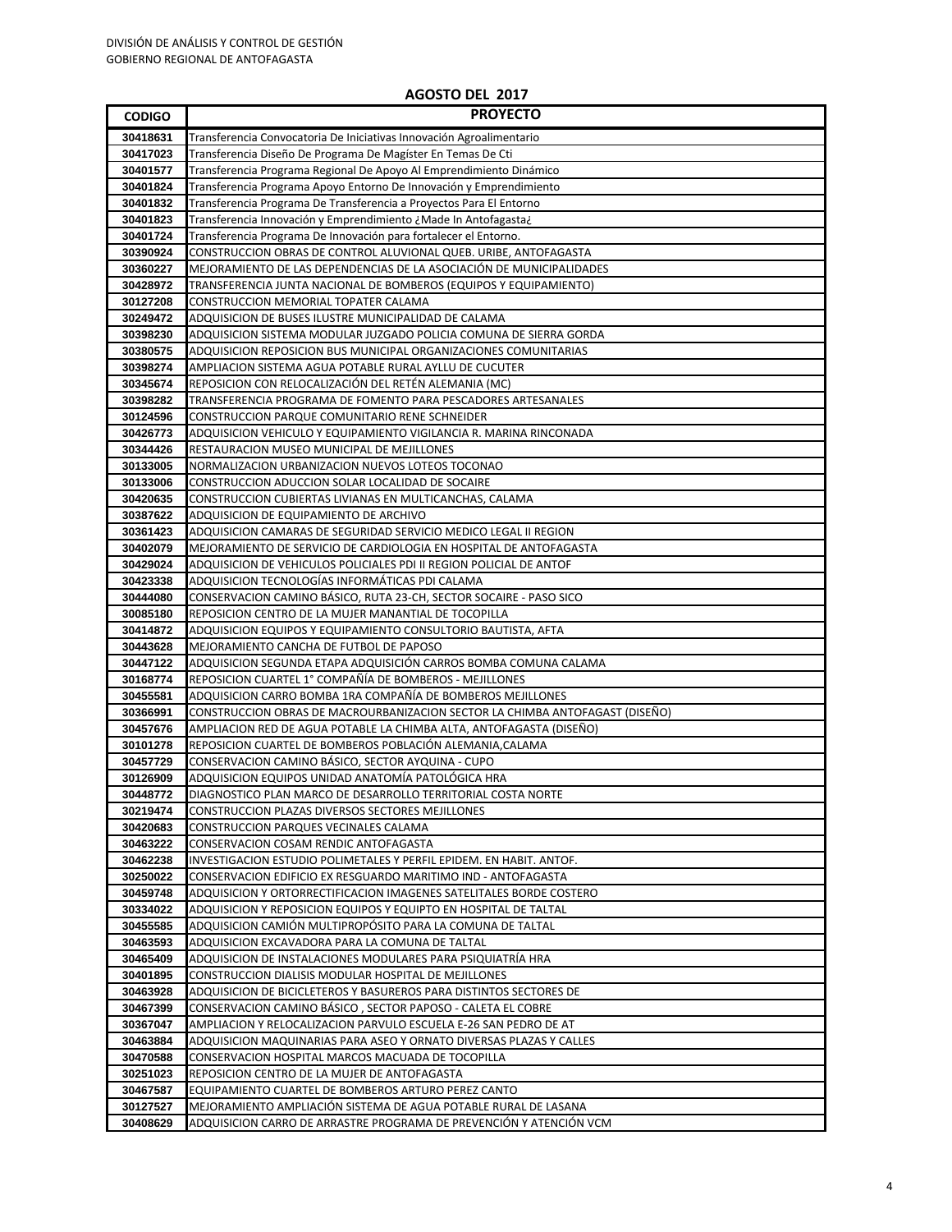DIVISIÓN DE ANÁLISIS Y CONTROL DE GESTIÓN
GOBIERNO REGIONAL DE ANTOFAGASTA

**AGOSTO DEL 2017**

| CODIGO | PROYECTO |
|---|---|
| 30418631 | Transferencia Convocatoria De Iniciativas Innovación Agroalimentario |
| 30417023 | Transferencia Diseño De Programa De Magíster En Temas De Cti |
| 30401577 | Transferencia Programa Regional De Apoyo Al Emprendimiento Dinámico |
| 30401824 | Transferencia Programa Apoyo Entorno De Innovación y Emprendimiento |
| 30401832 | Transferencia Programa De Transferencia a Proyectos Para El Entorno |
| 30401823 | Transferencia Innovación y Emprendimiento ¿Made In Antofagasta¿ |
| 30401724 | Transferencia Programa De Innovación para fortalecer el Entorno. |
| 30390924 | CONSTRUCCION OBRAS DE CONTROL ALUVIONAL QUEB. URIBE, ANTOFAGASTA |
| 30360227 | MEJORAMIENTO DE LAS DEPENDENCIAS DE LA ASOCIACIÓN DE MUNICIPALIDADES |
| 30428972 | TRANSFERENCIA JUNTA NACIONAL DE BOMBEROS (EQUIPOS Y EQUIPAMIENTO) |
| 30127208 | CONSTRUCCION MEMORIAL TOPATER CALAMA |
| 30249472 | ADQUISICION DE BUSES ILUSTRE MUNICIPALIDAD DE CALAMA |
| 30398230 | ADQUISICION SISTEMA MODULAR JUZGADO POLICIA COMUNA DE SIERRA GORDA |
| 30380575 | ADQUISICION REPOSICION BUS MUNICIPAL ORGANIZACIONES COMUNITARIAS |
| 30398274 | AMPLIACION SISTEMA AGUA POTABLE RURAL AYLLU DE CUCUTER |
| 30345674 | REPOSICION CON RELOCALIZACIÓN DEL RETÉN ALEMANIA (MC) |
| 30398282 | TRANSFERENCIA PROGRAMA DE FOMENTO PARA PESCADORES ARTESANALES |
| 30124596 | CONSTRUCCION PARQUE COMUNITARIO RENE SCHNEIDER |
| 30426773 | ADQUISICION VEHICULO Y EQUIPAMIENTO VIGILANCIA R. MARINA RINCONADA |
| 30344426 | RESTAURACION MUSEO MUNICIPAL DE MEJILLONES |
| 30133005 | NORMALIZACION URBANIZACION NUEVOS LOTEOS TOCONAO |
| 30133006 | CONSTRUCCION ADUCCION SOLAR LOCALIDAD DE SOCAIRE |
| 30420635 | CONSTRUCCION CUBIERTAS LIVIANAS EN MULTICANCHAS, CALAMA |
| 30387622 | ADQUISICION DE EQUIPAMIENTO DE ARCHIVO |
| 30361423 | ADQUISICION CAMARAS DE SEGURIDAD SERVICIO MEDICO LEGAL II REGION |
| 30402079 | MEJORAMIENTO DE SERVICIO DE CARDIOLOGIA EN HOSPITAL DE ANTOFAGASTA |
| 30429024 | ADQUISICION DE VEHICULOS POLICIALES PDI II REGION POLICIAL DE ANTOF |
| 30423338 | ADQUISICION TECNOLOGÍAS INFORMÁTICAS PDI CALAMA |
| 30444080 | CONSERVACION CAMINO BÁSICO, RUTA 23-CH, SECTOR SOCAIRE - PASO SICO |
| 30085180 | REPOSICION CENTRO DE LA MUJER MANANTIAL DE TOCOPILLA |
| 30414872 | ADQUISICION EQUIPOS Y EQUIPAMIENTO CONSULTORIO BAUTISTA, AFTA |
| 30443628 | MEJORAMIENTO CANCHA DE FUTBOL DE PAPOSO |
| 30447122 | ADQUISICION SEGUNDA ETAPA ADQUISICIÓN CARROS BOMBA COMUNA CALAMA |
| 30168774 | REPOSICION CUARTEL 1° COMPAÑÍA DE BOMBEROS - MEJILLONES |
| 30455581 | ADQUISICION CARRO BOMBA 1RA COMPAÑÍA DE BOMBEROS MEJILLONES |
| 30366991 | CONSTRUCCION OBRAS DE MACROURBANIZACION SECTOR LA CHIMBA ANTOFAGAST (DISEÑO) |
| 30457676 | AMPLIACION RED DE AGUA POTABLE LA CHIMBA ALTA, ANTOFAGASTA (DISEÑO) |
| 30101278 | REPOSICION CUARTEL DE BOMBEROS POBLACIÓN ALEMANIA,CALAMA |
| 30457729 | CONSERVACION CAMINO BÁSICO, SECTOR AYQUINA - CUPO |
| 30126909 | ADQUISICION EQUIPOS UNIDAD ANATOMÍA PATOLÓGICA HRA |
| 30448772 | DIAGNOSTICO PLAN MARCO DE DESARROLLO TERRITORIAL COSTA NORTE |
| 30219474 | CONSTRUCCION PLAZAS DIVERSOS SECTORES MEJILLONES |
| 30420683 | CONSTRUCCION PARQUES VECINALES CALAMA |
| 30463222 | CONSERVACION COSAM RENDIC ANTOFAGASTA |
| 30462238 | INVESTIGACION ESTUDIO POLIMETALES Y PERFIL EPIDEM. EN HABIT. ANTOF. |
| 30250022 | CONSERVACION EDIFICIO EX RESGUARDO MARITIMO IND - ANTOFAGASTA |
| 30459748 | ADQUISICION Y ORTORRECTIFICACION IMAGENES SATELITALES BORDE COSTERO |
| 30334022 | ADQUISICION Y REPOSICION EQUIPOS Y EQUIPTO EN HOSPITAL DE TALTAL |
| 30455585 | ADQUISICION CAMIÓN MULTIPROPÓSITO PARA LA COMUNA DE TALTAL |
| 30463593 | ADQUISICION EXCAVADORA PARA LA COMUNA DE TALTAL |
| 30465409 | ADQUISICION DE INSTALACIONES MODULARES PARA PSIQUIATRÍA HRA |
| 30401895 | CONSTRUCCION DIALISIS MODULAR HOSPITAL DE MEJILLONES |
| 30463928 | ADQUISICION DE BICICLETEROS Y BASUREROS PARA DISTINTOS SECTORES DE |
| 30467399 | CONSERVACION CAMINO BÁSICO , SECTOR PAPOSO - CALETA EL COBRE |
| 30367047 | AMPLIACION Y RELOCALIZACION PARVULO ESCUELA E-26 SAN PEDRO DE AT |
| 30463884 | ADQUISICION MAQUINARIAS PARA ASEO Y ORNATO DIVERSAS PLAZAS Y CALLES |
| 30470588 | CONSERVACION HOSPITAL MARCOS MACUADA DE TOCOPILLA |
| 30251023 | REPOSICION CENTRO DE LA MUJER DE ANTOFAGASTA |
| 30467587 | EQUIPAMIENTO CUARTEL DE BOMBEROS ARTURO PEREZ CANTO |
| 30127527 | MEJORAMIENTO AMPLIACIÓN SISTEMA DE AGUA POTABLE RURAL DE LASANA |
| 30408629 | ADQUISICION CARRO DE ARRASTRE PROGRAMA DE PREVENCIÓN Y ATENCIÓN VCM |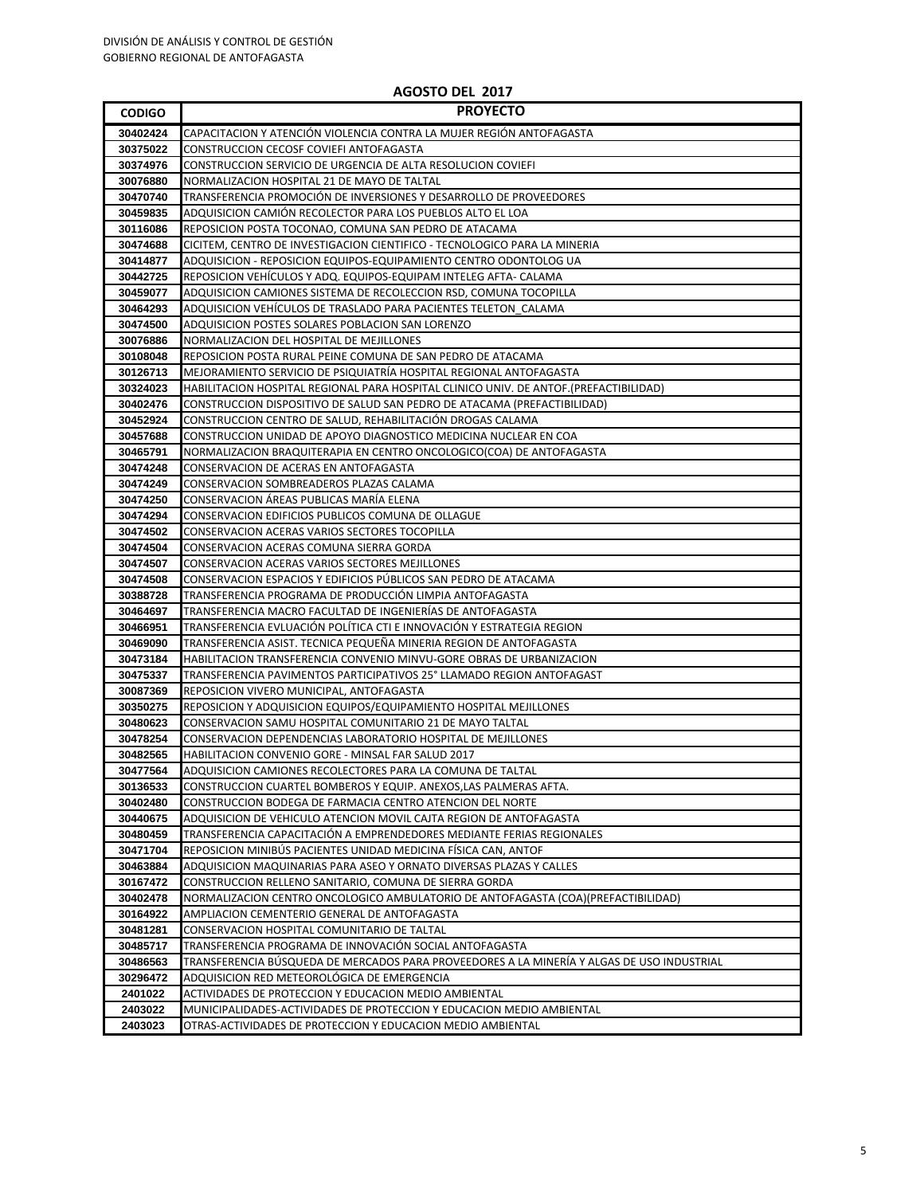DIVISIÓN DE ANÁLISIS Y CONTROL DE GESTIÓN
GOBIERNO REGIONAL DE ANTOFAGASTA

## AGOSTO DEL 2017

| CODIGO | PROYECTO |
|---|---|
| 30402424 | CAPACITACION Y ATENCIÓN VIOLENCIA CONTRA LA MUJER REGIÓN ANTOFAGASTA |
| 30375022 | CONSTRUCCION CECOSF COVIEFI ANTOFAGASTA |
| 30374976 | CONSTRUCCION SERVICIO DE URGENCIA DE ALTA RESOLUCION COVIEFI |
| 30076880 | NORMALIZACION HOSPITAL 21 DE MAYO DE TALTAL |
| 30470740 | TRANSFERENCIA PROMOCIÓN DE INVERSIONES Y DESARROLLO DE PROVEEDORES |
| 30459835 | ADQUISICION CAMIÓN RECOLECTOR PARA LOS PUEBLOS ALTO EL LOA |
| 30116086 | REPOSICION POSTA TOCONAO, COMUNA SAN PEDRO DE ATACAMA |
| 30474688 | CICITEM, CENTRO DE INVESTIGACION CIENTIFICO - TECNOLOGICO PARA LA MINERIA |
| 30414877 | ADQUISICION - REPOSICION EQUIPOS-EQUIPAMIENTO CENTRO ODONTOLOG UA |
| 30442725 | REPOSICION VEHÍCULOS Y ADQ. EQUIPOS-EQUIPAM INTELEG AFTA- CALAMA |
| 30459077 | ADQUISICION CAMIONES SISTEMA DE RECOLECCION RSD, COMUNA TOCOPILLA |
| 30464293 | ADQUISICION VEHÍCULOS DE TRASLADO PARA PACIENTES TELETON_CALAMA |
| 30474500 | ADQUISICION POSTES SOLARES POBLACION SAN LORENZO |
| 30076886 | NORMALIZACION DEL HOSPITAL DE MEJILLONES |
| 30108048 | REPOSICION POSTA RURAL PEINE COMUNA DE SAN PEDRO DE ATACAMA |
| 30126713 | MEJORAMIENTO SERVICIO DE PSIQUIATRÍA HOSPITAL REGIONAL ANTOFAGASTA |
| 30324023 | HABILITACION HOSPITAL REGIONAL PARA HOSPITAL CLINICO UNIV. DE ANTOF.(PREFACTIBILIDAD) |
| 30402476 | CONSTRUCCION DISPOSITIVO DE SALUD SAN PEDRO DE ATACAMA (PREFACTIBILIDAD) |
| 30452924 | CONSTRUCCION CENTRO DE SALUD, REHABILITACIÓN DROGAS CALAMA |
| 30457688 | CONSTRUCCION UNIDAD DE APOYO DIAGNOSTICO MEDICINA NUCLEAR EN COA |
| 30465791 | NORMALIZACION BRAQUITERAPIA EN CENTRO ONCOLOGICO(COA) DE ANTOFAGASTA |
| 30474248 | CONSERVACION DE ACERAS EN ANTOFAGASTA |
| 30474249 | CONSERVACION SOMBREADEROS PLAZAS CALAMA |
| 30474250 | CONSERVACION ÁREAS PUBLICAS MARÍA ELENA |
| 30474294 | CONSERVACION EDIFICIOS PUBLICOS COMUNA DE OLLAGUE |
| 30474502 | CONSERVACION ACERAS VARIOS SECTORES TOCOPILLA |
| 30474504 | CONSERVACION ACERAS COMUNA SIERRA GORDA |
| 30474507 | CONSERVACION ACERAS VARIOS SECTORES MEJILLONES |
| 30474508 | CONSERVACION ESPACIOS Y EDIFICIOS PÚBLICOS SAN PEDRO DE ATACAMA |
| 30388728 | TRANSFERENCIA PROGRAMA DE PRODUCCIÓN LIMPIA ANTOFAGASTA |
| 30464697 | TRANSFERENCIA MACRO FACULTAD DE INGENIERÍAS DE ANTOFAGASTA |
| 30466951 | TRANSFERENCIA EVLUACIÓN POLÍTICA CTI E INNOVACIÓN Y ESTRATEGIA REGION |
| 30469090 | TRANSFERENCIA ASIST. TECNICA PEQUEÑA MINERIA REGION DE ANTOFAGASTA |
| 30473184 | HABILITACION TRANSFERENCIA CONVENIO MINVU-GORE OBRAS DE URBANIZACION |
| 30475337 | TRANSFERENCIA PAVIMENTOS PARTICIPATIVOS 25° LLAMADO REGION ANTOFAGAST |
| 30087369 | REPOSICION VIVERO MUNICIPAL, ANTOFAGASTA |
| 30350275 | REPOSICION Y ADQUISICION EQUIPOS/EQUIPAMIENTO HOSPITAL MEJILLONES |
| 30480623 | CONSERVACION SAMU HOSPITAL COMUNITARIO 21 DE MAYO TALTAL |
| 30478254 | CONSERVACION DEPENDENCIAS LABORATORIO HOSPITAL DE MEJILLONES |
| 30482565 | HABILITACION CONVENIO GORE - MINSAL FAR SALUD 2017 |
| 30477564 | ADQUISICION CAMIONES RECOLECTORES PARA LA COMUNA DE TALTAL |
| 30136533 | CONSTRUCCION CUARTEL BOMBEROS Y EQUIP. ANEXOS,LAS PALMERAS AFTA. |
| 30402480 | CONSTRUCCION BODEGA DE FARMACIA CENTRO ATENCION DEL NORTE |
| 30440675 | ADQUISICION DE VEHICULO ATENCION MOVIL CAJTA REGION DE ANTOFAGASTA |
| 30480459 | TRANSFERENCIA CAPACITACIÓN A EMPRENDEDORES MEDIANTE FERIAS REGIONALES |
| 30471704 | REPOSICION MINIBÚS PACIENTES UNIDAD MEDICINA FÍSICA CAN, ANTOF |
| 30463884 | ADQUISICION MAQUINARIAS PARA ASEO Y ORNATO DIVERSAS PLAZAS Y CALLES |
| 30167472 | CONSTRUCCION RELLENO SANITARIO, COMUNA DE SIERRA GORDA |
| 30402478 | NORMALIZACION CENTRO ONCOLOGICO AMBULATORIO DE ANTOFAGASTA (COA)(PREFACTIBILIDAD) |
| 30164922 | AMPLIACION CEMENTERIO GENERAL DE ANTOFAGASTA |
| 30481281 | CONSERVACION HOSPITAL COMUNITARIO DE TALTAL |
| 30485717 | TRANSFERENCIA PROGRAMA DE INNOVACIÓN SOCIAL ANTOFAGASTA |
| 30486563 | TRANSFERENCIA BÚSQUEDA DE MERCADOS PARA PROVEEDORES A LA MINERÍA Y ALGAS DE USO INDUSTRIAL |
| 30296472 | ADQUISICION RED METEOROLÓGICA DE EMERGENCIA |
| 2401022 | ACTIVIDADES DE PROTECCION Y EDUCACION MEDIO AMBIENTAL |
| 2403022 | MUNICIPALIDADES-ACTIVIDADES DE PROTECCION Y EDUCACION MEDIO AMBIENTAL |
| 2403023 | OTRAS-ACTIVIDADES DE PROTECCION Y EDUCACION MEDIO AMBIENTAL |